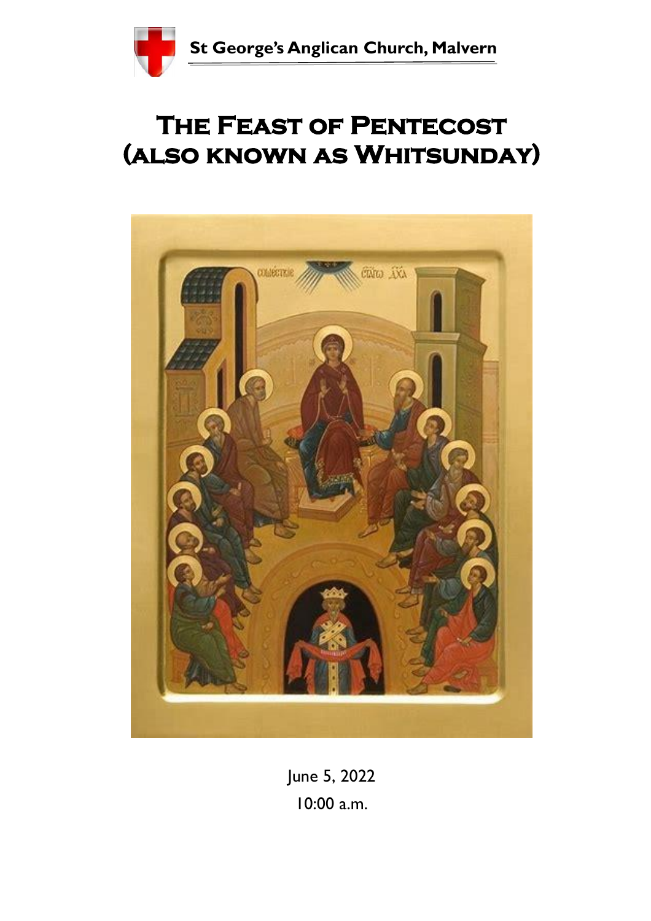St George's Anglican Church, Malvern

# The Feast of Pentecost (also known as Whitsunday)

June 5, 2022

10:00 a.m.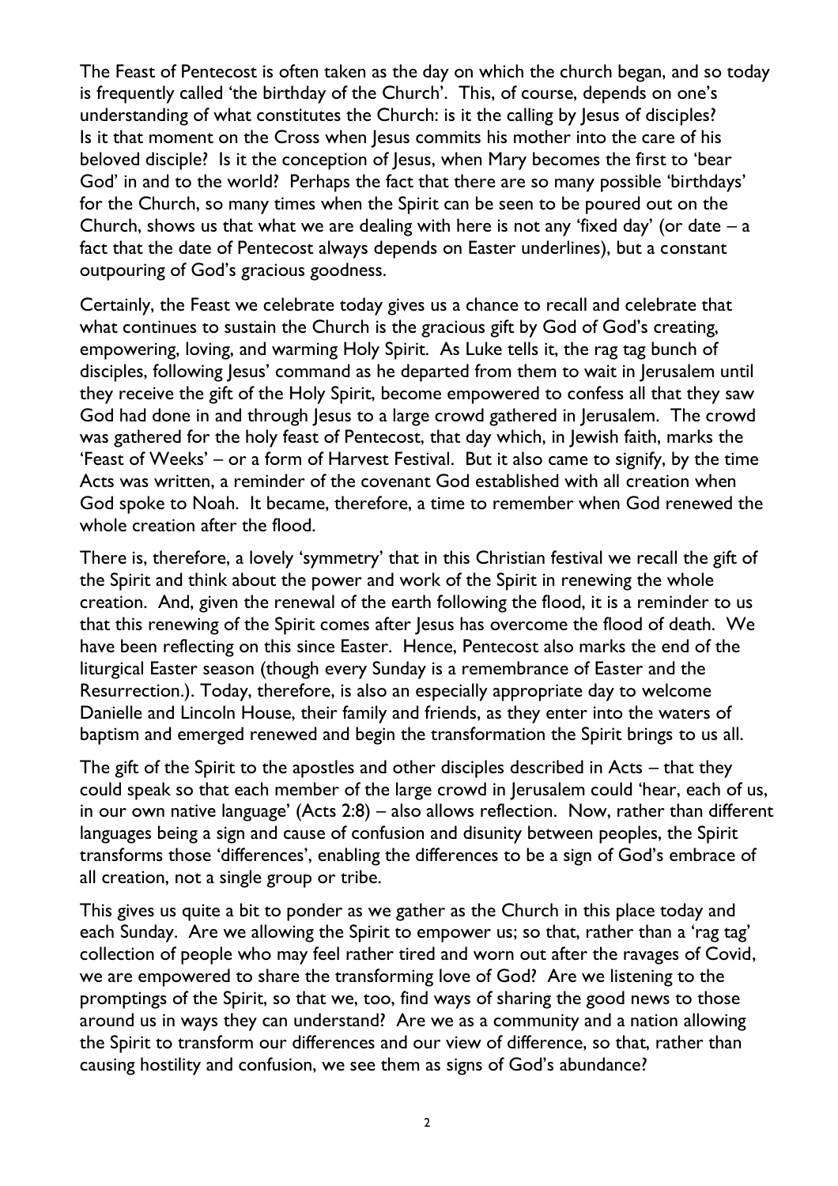The Feast of Pentecost is often taken as the day on which the church began, and so today is frequently called 'the birthday of the Church'. This, of course, depends on one's understanding of what constitutes the Church: is it the calling by Jesus of disciples? Is it that moment on the Cross when Jesus commits his mother into the care of his beloved disciple? Is it the conception of Jesus, when Mary becomes the first to 'bear God' in and to the world? Perhaps the fact that there are so many possible 'birthdays' for the Church, so many times when the Spirit can be seen to be poured out on the Church, shows us that what we are dealing with here is not any 'fixed day' (or date – a fact that the date of Pentecost always depends on Easter underlines), but a constant outpouring of God's gracious goodness.

Certainly, the Feast we celebrate today gives us a chance to recall and celebrate that what continues to sustain the Church is the gracious gift by God of God's creating, empowering, loving, and warming Holy Spirit. As Luke tells it, the rag tag bunch of disciples, following Jesus' command as he departed from them to wait in Jerusalem until they receive the gift of the Holy Spirit, become empowered to confess all that they saw God had done in and through Jesus to a large crowd gathered in Jerusalem. The crowd was gathered for the holy feast of Pentecost, that day which, in Jewish faith, marks the 'Feast of Weeks' – or a form of Harvest Festival. But it also came to signify, by the time Acts was written, a reminder of the covenant God established with all creation when God spoke to Noah. It became, therefore, a time to remember when God renewed the whole creation after the flood.

There is, therefore, a lovely 'symmetry' that in this Christian festival we recall the gift of the Spirit and think about the power and work of the Spirit in renewing the whole creation. And, given the renewal of the earth following the flood, it is a reminder to us that this renewing of the Spirit comes after Jesus has overcome the flood of death. We have been reflecting on this since Easter. Hence, Pentecost also marks the end of the liturgical Easter season (though every Sunday is a remembrance of Easter and the Resurrection.). Today, therefore, is also an especially appropriate day to welcome Danielle and Lincoln House, their family and friends, as they enter into the waters of baptism and emerged renewed and begin the transformation the Spirit brings to us all.

The gift of the Spirit to the apostles and other disciples described in Acts – that they could speak so that each member of the large crowd in Jerusalem could 'hear, each of us, in our own native language' (Acts 2:8) – also allows reflection. Now, rather than different languages being a sign and cause of confusion and disunity between peoples, the Spirit transforms those 'differences', enabling the differences to be a sign of God's embrace of all creation, not a single group or tribe.

This gives us quite a bit to ponder as we gather as the Church in this place today and each Sunday. Are we allowing the Spirit to empower us; so that, rather than a 'rag tag' collection of people who may feel rather tired and worn out after the ravages of Covid, we are empowered to share the transforming love of God? Are we listening to the promptings of the Spirit, so that we, too, find ways of sharing the good news to those around us in ways they can understand? Are we as a community and a nation allowing the Spirit to transform our differences and our view of difference, so that, rather than causing hostility and confusion, we see them as signs of God's abundance?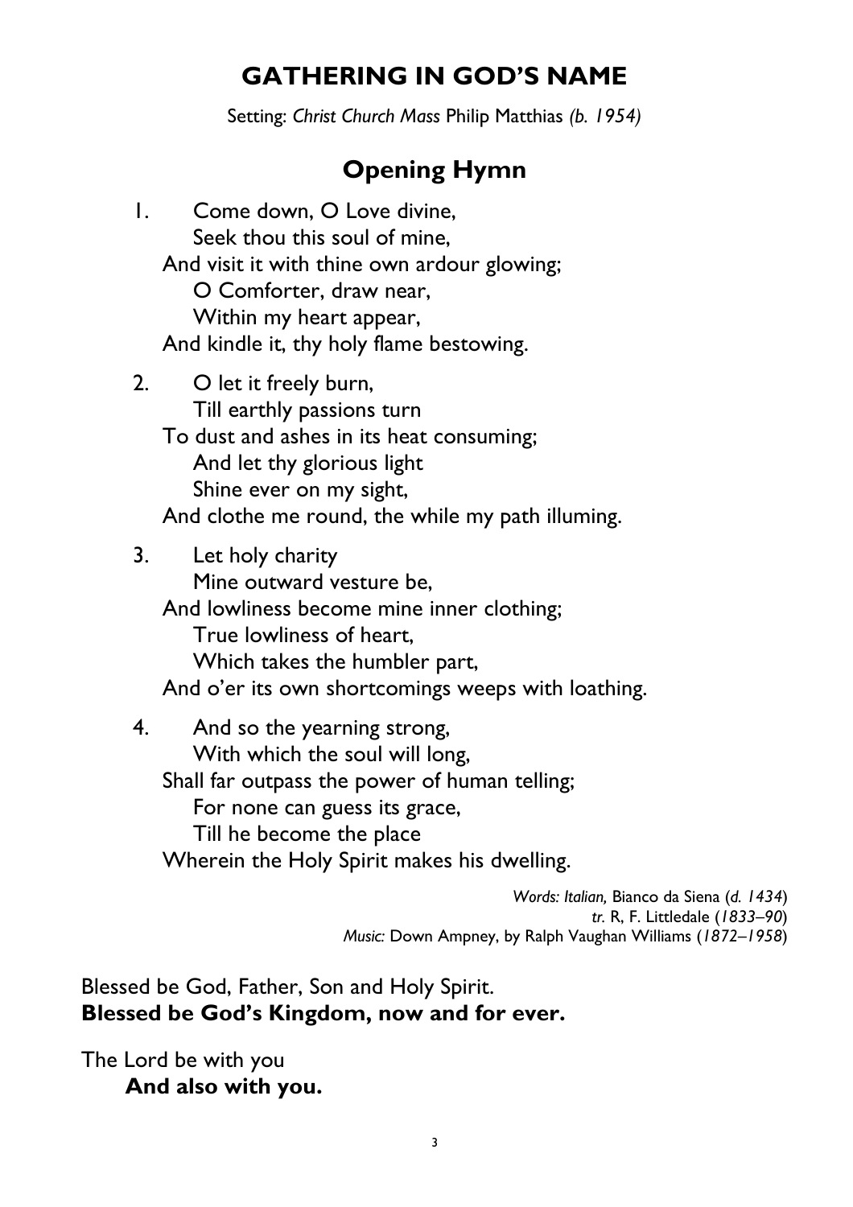# GATHERING IN GOD'S NAME

Setting: *Christ Church Mass* Philip Matthias *(b. 1954)*

## Opening Hymn

1. Come down, O Love divine,
   Seek thou this soul of mine,
   And visit it with thine own ardour glowing;
   O Comforter, draw near,
   Within my heart appear,
   And kindle it, thy holy flame bestowing.

2. O let it freely burn,
   Till earthly passions turn
   To dust and ashes in its heat consuming;
   And let thy glorious light
   Shine ever on my sight,
   And clothe me round, the while my path illuming.

3. Let holy charity
   Mine outward vesture be,
   And lowliness become mine inner clothing;
   True lowliness of heart,
   Which takes the humbler part,
   And o'er its own shortcomings weeps with loathing.

4. And so the yearning strong,
   With which the soul will long,
   Shall far outpass the power of human telling;
   For none can guess its grace,
   Till he become the place
   Wherein the Holy Spirit makes his dwelling.

*Words: Italian,* Bianco da Siena (*d. 1434*)
*tr.* R, F. Littledale (*1833–90*)
*Music:* Down Ampney, by Ralph Vaughan Williams (*1872–1958*)

Blessed be God, Father, Son and Holy Spirit.
**Blessed be God's Kingdom, now and for ever.**

The Lord be with you
**And also with you.**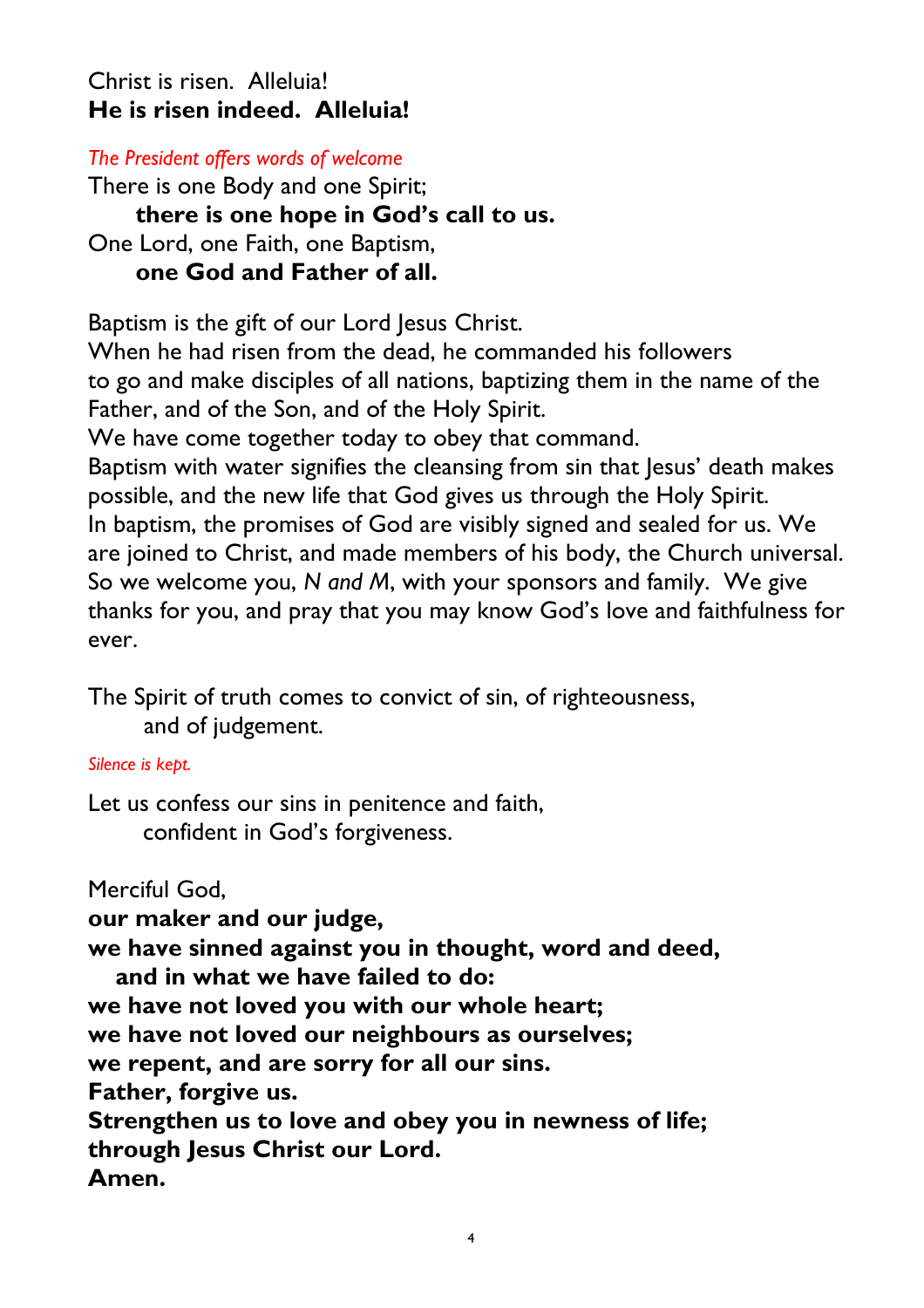Christ is risen. Alleluia!
**He is risen indeed. Alleluia!**

*The President offers words of welcome*

There is one Body and one Spirit;
&nbsp;&nbsp;&nbsp;&nbsp;**there is one hope in God's call to us.**
One Lord, one Faith, one Baptism,
&nbsp;&nbsp;&nbsp;&nbsp;**one God and Father of all.**

Baptism is the gift of our Lord Jesus Christ.
When he had risen from the dead, he commanded his followers to go and make disciples of all nations, baptizing them in the name of the Father, and of the Son, and of the Holy Spirit.
We have come together today to obey that command.
Baptism with water signifies the cleansing from sin that Jesus' death makes possible, and the new life that God gives us through the Holy Spirit.
In baptism, the promises of God are visibly signed and sealed for us. We are joined to Christ, and made members of his body, the Church universal.
So we welcome you, *N and M*, with your sponsors and family. We give thanks for you, and pray that you may know God's love and faithfulness for ever.

The Spirit of truth comes to convict of sin, of righteousness,
&nbsp;&nbsp;&nbsp;&nbsp;and of judgement.

*Silence is kept.*

Let us confess our sins in penitence and faith,
&nbsp;&nbsp;&nbsp;&nbsp;confident in God's forgiveness.

Merciful God,
**our maker and our judge,**
**we have sinned against you in thought, word and deed,**
&nbsp;&nbsp;**and in what we have failed to do:**
**we have not loved you with our whole heart;**
**we have not loved our neighbours as ourselves;**
**we repent, and are sorry for all our sins.**
**Father, forgive us.**
**Strengthen us to love and obey you in newness of life;**
**through Jesus Christ our Lord.**
**Amen.**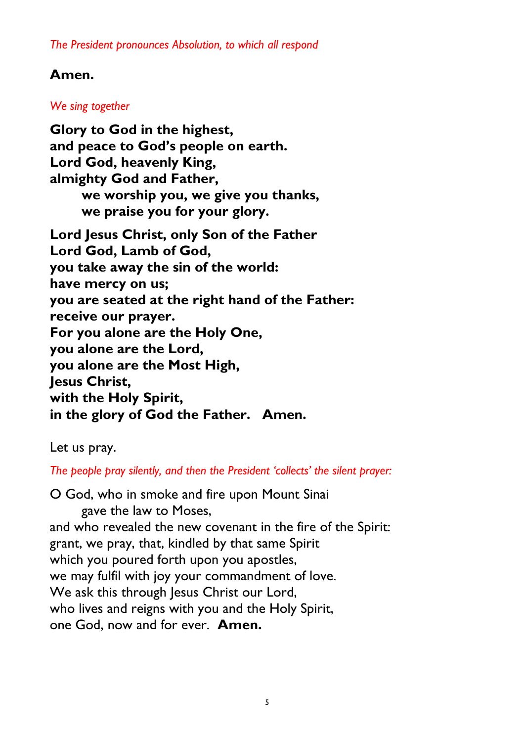*The President pronounces Absolution, to which all respond*

**Amen.**

*We sing together*

**Glory to God in the highest,**
**and peace to God's people on earth.**
**Lord God, heavenly King,**
**almighty God and Father,**
  **we worship you, we give you thanks,**
  **we praise you for your glory.**

**Lord Jesus Christ, only Son of the Father**
**Lord God, Lamb of God,**
**you take away the sin of the world:**
**have mercy on us;**
**you are seated at the right hand of the Father:**
**receive our prayer.**
**For you alone are the Holy One,**
**you alone are the Lord,**
**you alone are the Most High,**
**Jesus Christ,**
**with the Holy Spirit,**
**in the glory of God the Father.  Amen.**

Let us pray.

*The people pray silently, and then the President 'collects' the silent prayer:*

O God, who in smoke and fire upon Mount Sinai
  gave the law to Moses,
and who revealed the new covenant in the fire of the Spirit:
grant, we pray, that, kindled by that same Spirit
which you poured forth upon you apostles,
we may fulfil with joy your commandment of love.
We ask this through Jesus Christ our Lord,
who lives and reigns with you and the Holy Spirit,
one God, now and for ever.  **Amen.**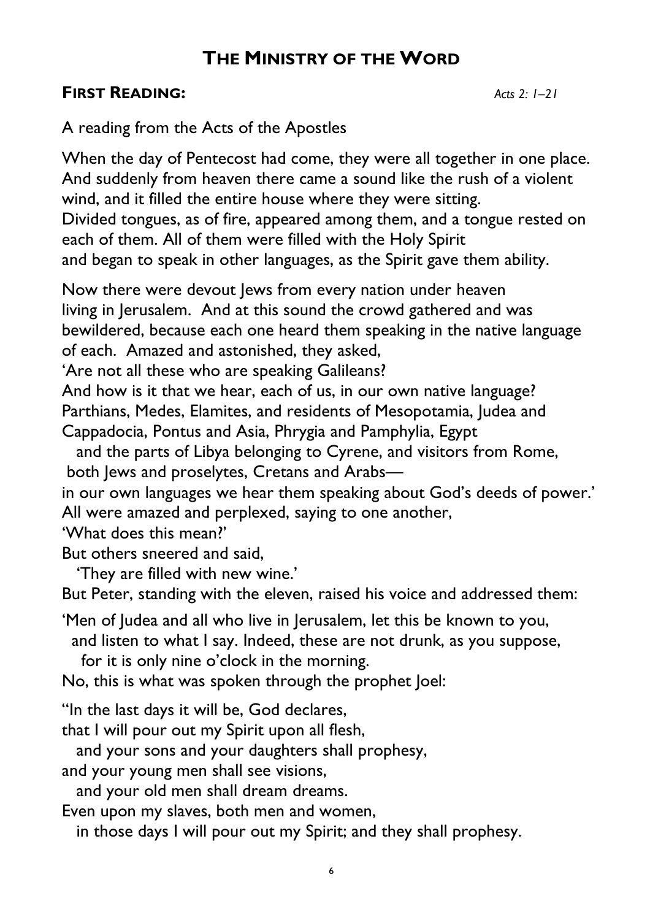## THE MINISTRY OF THE WORD

**FIRST READING:** *Acts 2: 1–21*

A reading from the Acts of the Apostles

When the day of Pentecost had come, they were all together in one place.
And suddenly from heaven there came a sound like the rush of a violent wind, and it filled the entire house where they were sitting.
Divided tongues, as of fire, appeared among them, and a tongue rested on each of them. All of them were filled with the Holy Spirit
and began to speak in other languages, as the Spirit gave them ability.

Now there were devout Jews from every nation under heaven
living in Jerusalem. And at this sound the crowd gathered and was bewildered, because each one heard them speaking in the native language of each. Amazed and astonished, they asked,
'Are not all these who are speaking Galileans?
And how is it that we hear, each of us, in our own native language?
Parthians, Medes, Elamites, and residents of Mesopotamia, Judea and Cappadocia, Pontus and Asia, Phrygia and Pamphylia, Egypt
and the parts of Libya belonging to Cyrene, and visitors from Rome,
both Jews and proselytes, Cretans and Arabs—
in our own languages we hear them speaking about God's deeds of power.'
All were amazed and perplexed, saying to one another,
'What does this mean?'
But others sneered and said,
'They are filled with new wine.'
But Peter, standing with the eleven, raised his voice and addressed them:

'Men of Judea and all who live in Jerusalem, let this be known to you,
and listen to what I say. Indeed, these are not drunk, as you suppose,
for it is only nine o'clock in the morning.
No, this is what was spoken through the prophet Joel:

"In the last days it will be, God declares,
that I will pour out my Spirit upon all flesh,
and your sons and your daughters shall prophesy,
and your young men shall see visions,
and your old men shall dream dreams.
Even upon my slaves, both men and women,
in those days I will pour out my Spirit; and they shall prophesy.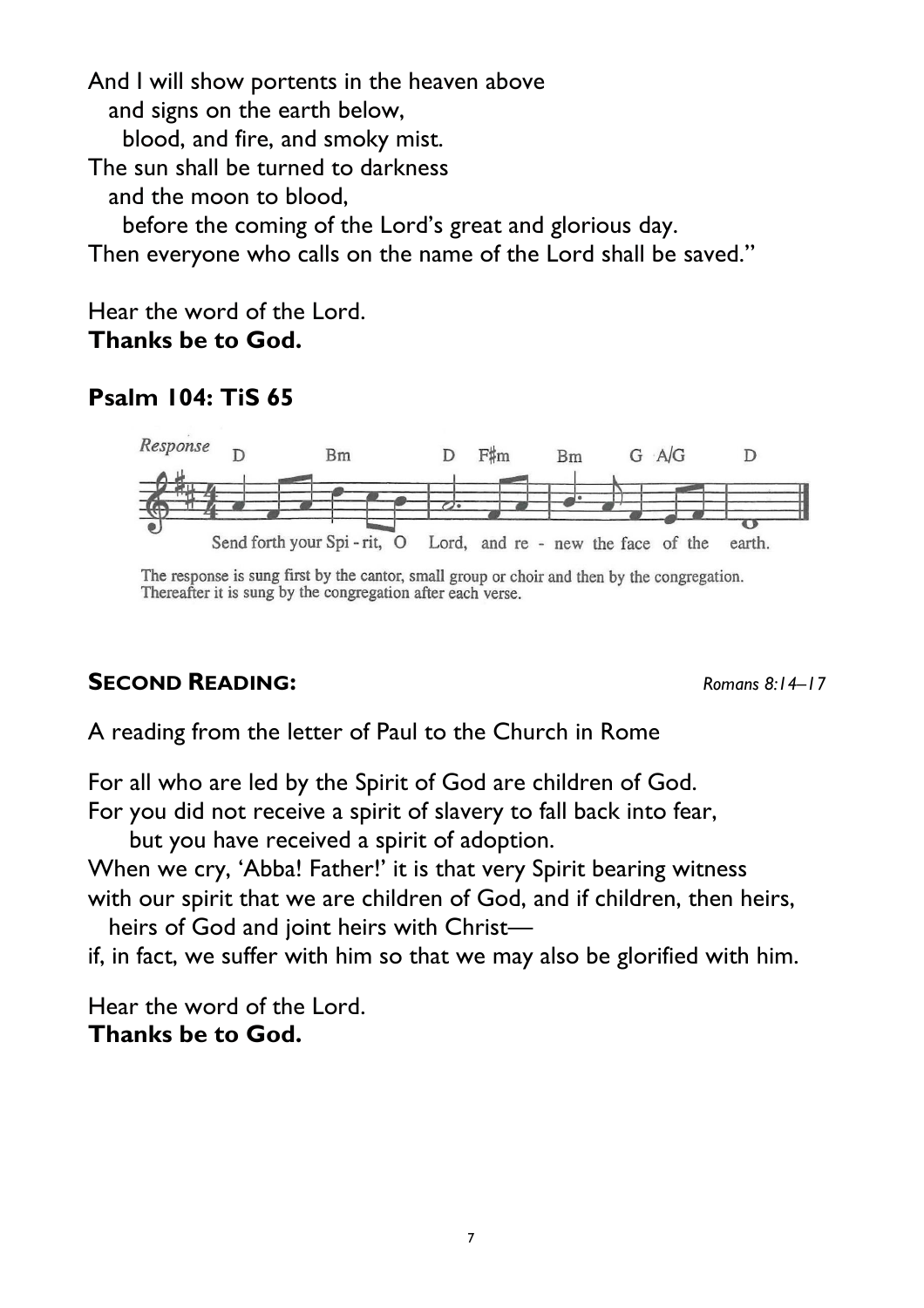And I will show portents in the heaven above
   and signs on the earth below,
      blood, and fire, and smoky mist.
The sun shall be turned to darkness
   and the moon to blood,
      before the coming of the Lord's great and glorious day.
Then everyone who calls on the name of the Lord shall be saved."

Hear the word of the Lord.
**Thanks be to God.**

**Psalm 104: TiS 65**

*Response*

Send forth your Spirit, O Lord, and renew the face of the earth.

The response is sung first by the cantor, small group or choir and then by the congregation. Thereafter it is sung by the congregation after each verse.

**SECOND READING:** *Romans 8:14–17*

A reading from the letter of Paul to the Church in Rome

For all who are led by the Spirit of God are children of God.
For you did not receive a spirit of slavery to fall back into fear,
   but you have received a spirit of adoption.
When we cry, 'Abba! Father!' it is that very Spirit bearing witness
with our spirit that we are children of God, and if children, then heirs,
   heirs of God and joint heirs with Christ—
if, in fact, we suffer with him so that we may also be glorified with him.

Hear the word of the Lord.
**Thanks be to God.**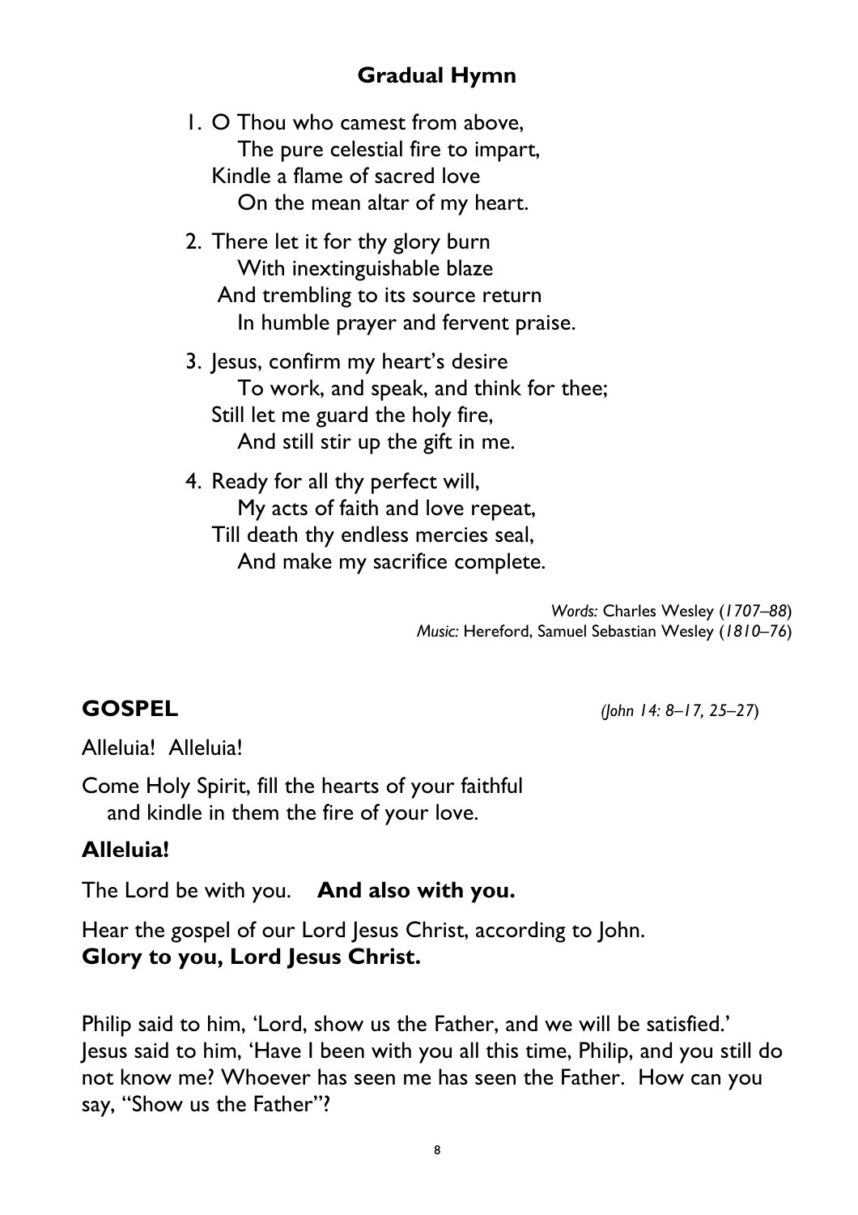## Gradual Hymn

1. O Thou who camest from above,
   The pure celestial fire to impart,
   Kindle a flame of sacred love
   On the mean altar of my heart.

2. There let it for thy glory burn
   With inextinguishable blaze
   And trembling to its source return
   In humble prayer and fervent praise.

3. Jesus, confirm my heart's desire
   To work, and speak, and think for thee;
   Still let me guard the holy fire,
   And still stir up the gift in me.

4. Ready for all thy perfect will,
   My acts of faith and love repeat,
   Till death thy endless mercies seal,
   And make my sacrifice complete.

*Words:* Charles Wesley (*1707–88*)
*Music:* Hereford, Samuel Sebastian Wesley (*1810–76*)

## GOSPEL *(John 14: 8–17, 25–27)*

Alleluia! Alleluia!

Come Holy Spirit, fill the hearts of your faithful
and kindle in them the fire of your love.

**Alleluia!**

The Lord be with you. **And also with you.**

Hear the gospel of our Lord Jesus Christ, according to John.
**Glory to you, Lord Jesus Christ.**

Philip said to him, 'Lord, show us the Father, and we will be satisfied.' Jesus said to him, 'Have I been with you all this time, Philip, and you still do not know me? Whoever has seen me has seen the Father. How can you say, "Show us the Father"?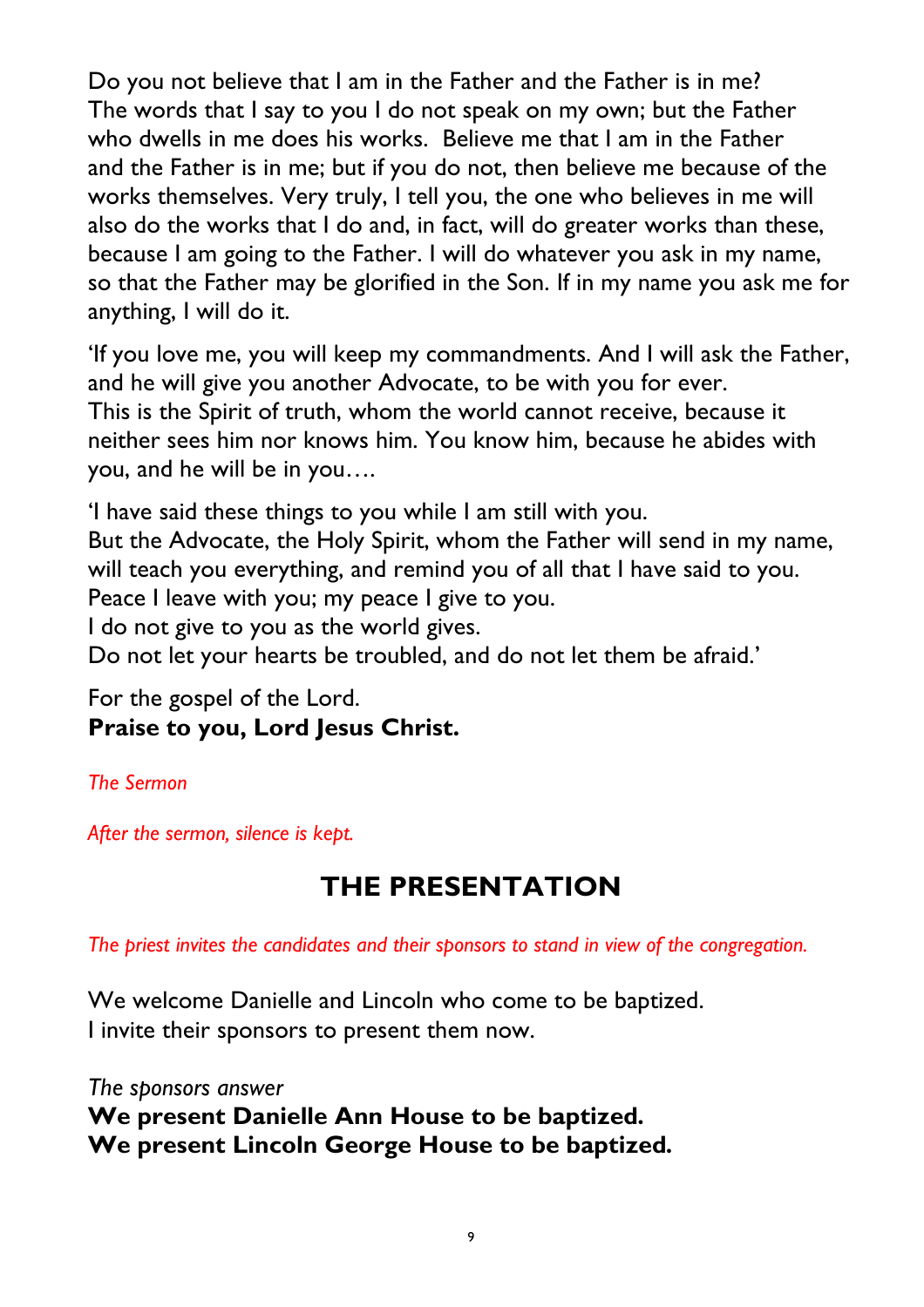Do you not believe that I am in the Father and the Father is in me? The words that I say to you I do not speak on my own; but the Father who dwells in me does his works. Believe me that I am in the Father and the Father is in me; but if you do not, then believe me because of the works themselves. Very truly, I tell you, the one who believes in me will also do the works that I do and, in fact, will do greater works than these, because I am going to the Father. I will do whatever you ask in my name, so that the Father may be glorified in the Son. If in my name you ask me for anything, I will do it.

'If you love me, you will keep my commandments. And I will ask the Father, and he will give you another Advocate, to be with you for ever.
This is the Spirit of truth, whom the world cannot receive, because it neither sees him nor knows him. You know him, because he abides with you, and he will be in you….

'I have said these things to you while I am still with you.
But the Advocate, the Holy Spirit, whom the Father will send in my name, will teach you everything, and remind you of all that I have said to you.
Peace I leave with you; my peace I give to you.
I do not give to you as the world gives.
Do not let your hearts be troubled, and do not let them be afraid.'

For the gospel of the Lord.
**Praise to you, Lord Jesus Christ.**

*The Sermon*

*After the sermon, silence is kept.*

## THE PRESENTATION

*The priest invites the candidates and their sponsors to stand in view of the congregation.*

We welcome Danielle and Lincoln who come to be baptized.
I invite their sponsors to present them now.

*The sponsors answer*
**We present Danielle Ann House to be baptized.**
**We present Lincoln George House to be baptized.**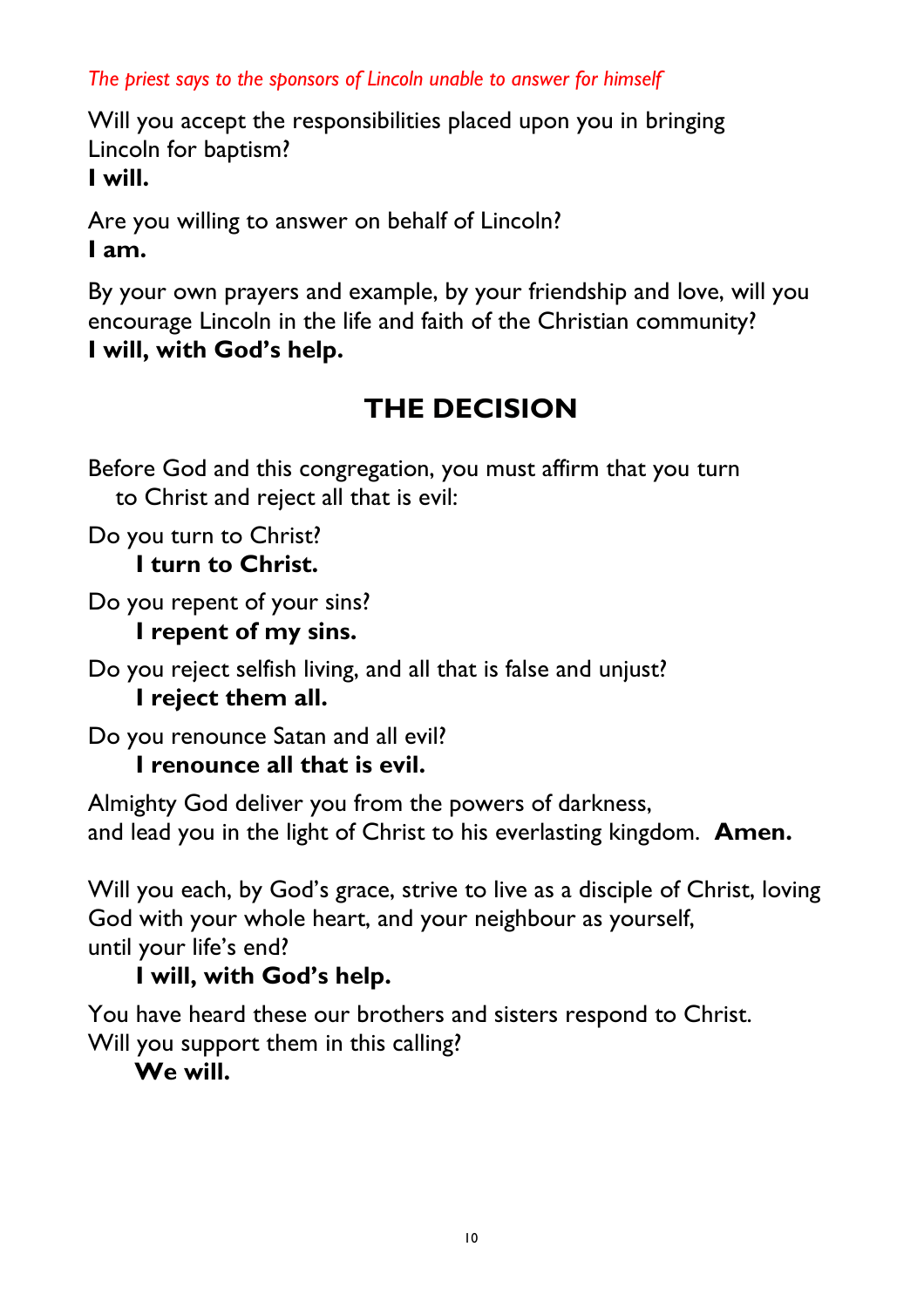*The priest says to the sponsors of Lincoln unable to answer for himself*

Will you accept the responsibilities placed upon you in bringing Lincoln for baptism?
**I will.**

Are you willing to answer on behalf of Lincoln?
**I am.**

By your own prayers and example, by your friendship and love, will you encourage Lincoln in the life and faith of the Christian community?
**I will, with God's help.**

## THE DECISION

Before God and this congregation, you must affirm that you turn to Christ and reject all that is evil:

Do you turn to Christ?
**I turn to Christ.**

Do you repent of your sins?
**I repent of my sins.**

Do you reject selfish living, and all that is false and unjust?
**I reject them all.**

Do you renounce Satan and all evil?
**I renounce all that is evil.**

Almighty God deliver you from the powers of darkness,
and lead you in the light of Christ to his everlasting kingdom. **Amen.**

Will you each, by God's grace, strive to live as a disciple of Christ, loving God with your whole heart, and your neighbour as yourself, until your life's end?
**I will, with God's help.**

You have heard these our brothers and sisters respond to Christ.
Will you support them in this calling?
**We will.**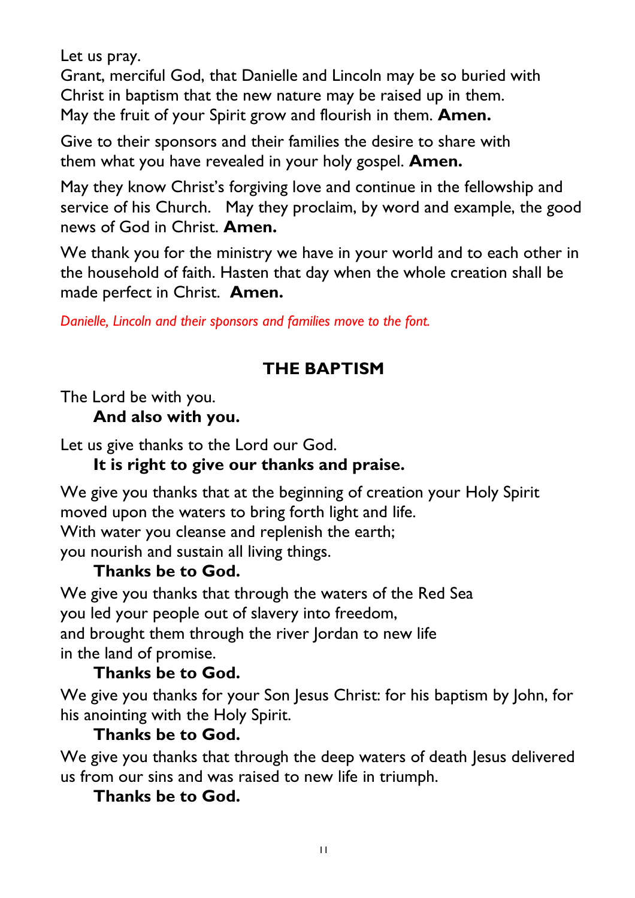Let us pray.
Grant, merciful God, that Danielle and Lincoln may be so buried with Christ in baptism that the new nature may be raised up in them.
May the fruit of your Spirit grow and flourish in them. **Amen.**

Give to their sponsors and their families the desire to share with them what you have revealed in your holy gospel. **Amen.**

May they know Christ's forgiving love and continue in the fellowship and service of his Church. May they proclaim, by word and example, the good news of God in Christ. **Amen.**

We thank you for the ministry we have in your world and to each other in the household of faith. Hasten that day when the whole creation shall be made perfect in Christ. **Amen.**

*Danielle, Lincoln and their sponsors and families move to the font.*

## THE BAPTISM

The Lord be with you.
**And also with you.**

Let us give thanks to the Lord our God.
**It is right to give our thanks and praise.**

We give you thanks that at the beginning of creation your Holy Spirit moved upon the waters to bring forth light and life.
With water you cleanse and replenish the earth;
you nourish and sustain all living things.
**Thanks be to God.**

We give you thanks that through the waters of the Red Sea
you led your people out of slavery into freedom,
and brought them through the river Jordan to new life
in the land of promise.
**Thanks be to God.**

We give you thanks for your Son Jesus Christ: for his baptism by John, for his anointing with the Holy Spirit.
**Thanks be to God.**

We give you thanks that through the deep waters of death Jesus delivered us from our sins and was raised to new life in triumph.
**Thanks be to God.**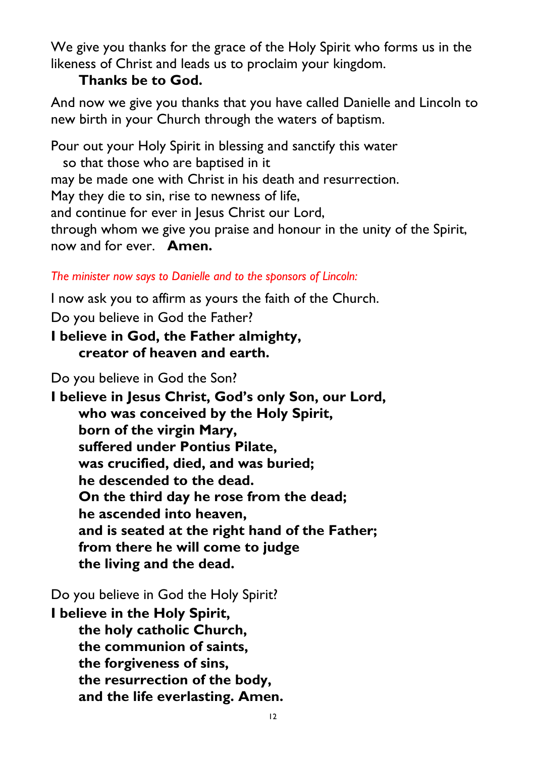We give you thanks for the grace of the Holy Spirit who forms us in the likeness of Christ and leads us to proclaim your kingdom.

**Thanks be to God.**

And now we give you thanks that you have called Danielle and Lincoln to new birth in your Church through the waters of baptism.

Pour out your Holy Spirit in blessing and sanctify this water
so that those who are baptised in it
may be made one with Christ in his death and resurrection.
May they die to sin, rise to newness of life,
and continue for ever in Jesus Christ our Lord,
through whom we give you praise and honour in the unity of the Spirit,
now and for ever. **Amen.**

*The minister now says to Danielle and to the sponsors of Lincoln:*

I now ask you to affirm as yours the faith of the Church.

Do you believe in God the Father?

**I believe in God, the Father almighty,**
**creator of heaven and earth.**

Do you believe in God the Son?

**I believe in Jesus Christ, God's only Son, our Lord,**
**who was conceived by the Holy Spirit,**
**born of the virgin Mary,**
**suffered under Pontius Pilate,**
**was crucified, died, and was buried;**
**he descended to the dead.**
**On the third day he rose from the dead;**
**he ascended into heaven,**
**and is seated at the right hand of the Father;**
**from there he will come to judge**
**the living and the dead.**

Do you believe in God the Holy Spirit?

**I believe in the Holy Spirit,**
**the holy catholic Church,**
**the communion of saints,**
**the forgiveness of sins,**
**the resurrection of the body,**
**and the life everlasting. Amen.**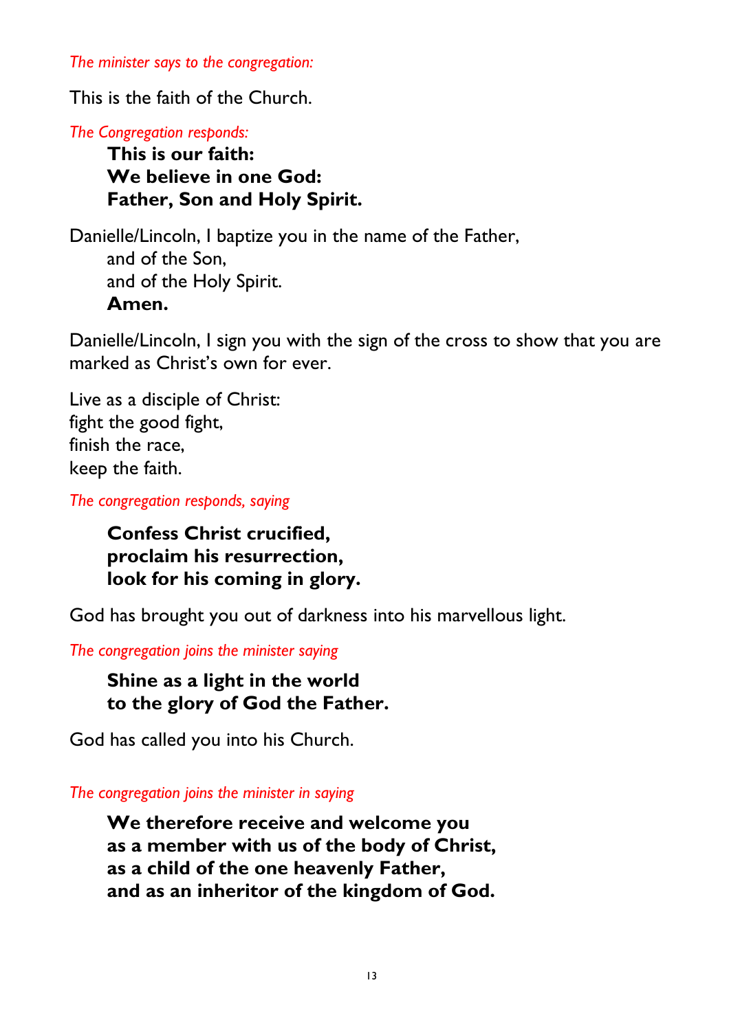*The minister says to the congregation:*

This is the faith of the Church.

*The Congregation responds:*

> **This is our faith:**
> **We believe in one God:**
> **Father, Son and Holy Spirit.**

Danielle/Lincoln, I baptize you in the name of the Father,
and of the Son,
and of the Holy Spirit.
**Amen.**

Danielle/Lincoln, I sign you with the sign of the cross to show that you are marked as Christ's own for ever.

Live as a disciple of Christ:
fight the good fight,
finish the race,
keep the faith.

*The congregation responds, saying*

> **Confess Christ crucified,**
> **proclaim his resurrection,**
> **look for his coming in glory.**

God has brought you out of darkness into his marvellous light.

*The congregation joins the minister saying*

> **Shine as a light in the world**
> **to the glory of God the Father.**

God has called you into his Church.

*The congregation joins the minister in saying*

> **We therefore receive and welcome you**
> **as a member with us of the body of Christ,**
> **as a child of the one heavenly Father,**
> **and as an inheritor of the kingdom of God.**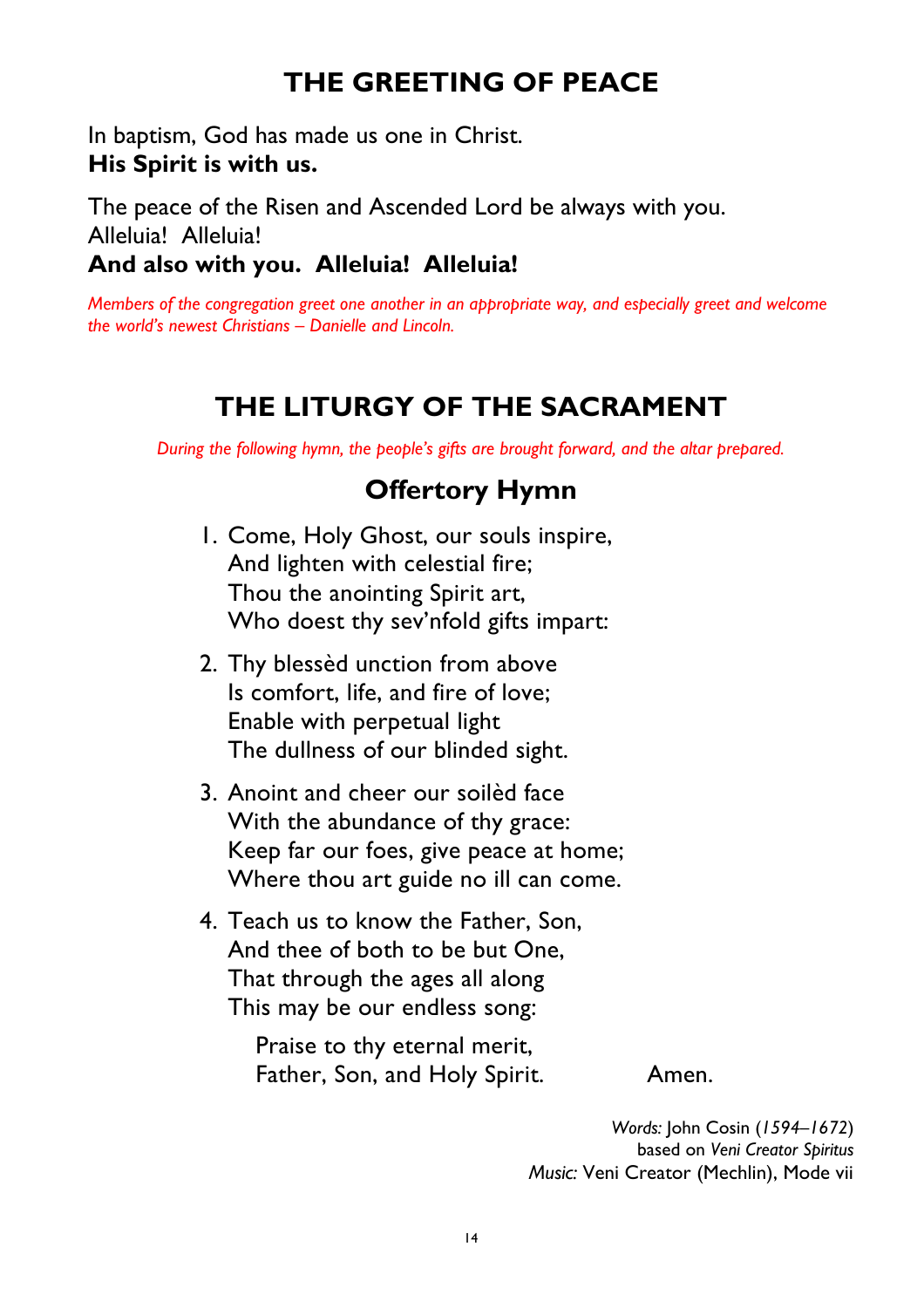# THE GREETING OF PEACE

In baptism, God has made us one in Christ.
**His Spirit is with us.**

The peace of the Risen and Ascended Lord be always with you.
Alleluia!  Alleluia!
**And also with you.  Alleluia!  Alleluia!**

*Members of the congregation greet one another in an appropriate way, and especially greet and welcome the world's newest Christians – Danielle and Lincoln.*

# THE LITURGY OF THE SACRAMENT

*During the following hymn, the people's gifts are brought forward, and the altar prepared.*

## Offertory Hymn

1. Come, Holy Ghost, our souls inspire,
   And lighten with celestial fire;
   Thou the anointing Spirit art,
   Who doest thy sev'nfold gifts impart:

2. Thy blessèd unction from above
   Is comfort, life, and fire of love;
   Enable with perpetual light
   The dullness of our blinded sight.

3. Anoint and cheer our soilèd face
   With the abundance of thy grace:
   Keep far our foes, give peace at home;
   Where thou art guide no ill can come.

4. Teach us to know the Father, Son,
   And thee of both to be but One,
   That through the ages all along
   This may be our endless song:

   Praise to thy eternal merit,
   Father, Son, and Holy Spirit.     Amen.

*Words:* John Cosin (*1594–1672*)
based on *Veni Creator Spiritus*
*Music:* Veni Creator (Mechlin), Mode vii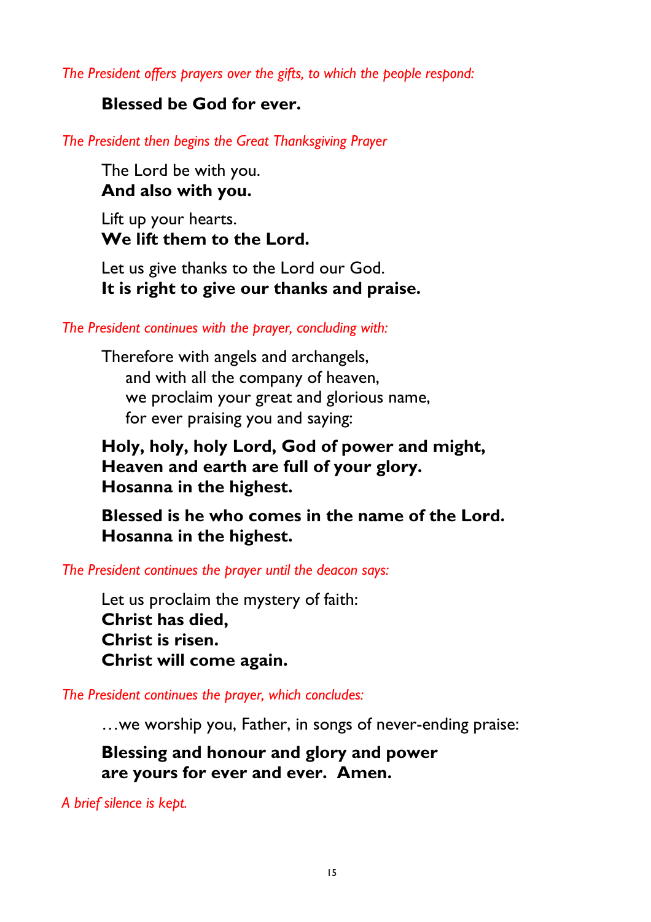*The President offers prayers over the gifts, to which the people respond:*

**Blessed be God for ever.**

*The President then begins the Great Thanksgiving Prayer*

The Lord be with you.
**And also with you.**

Lift up your hearts.
**We lift them to the Lord.**

Let us give thanks to the Lord our God.
**It is right to give our thanks and praise.**

*The President continues with the prayer, concluding with:*

Therefore with angels and archangels,
and with all the company of heaven,
we proclaim your great and glorious name,
for ever praising you and saying:

**Holy, holy, holy Lord, God of power and might,**
**Heaven and earth are full of your glory.**
**Hosanna in the highest.**

**Blessed is he who comes in the name of the Lord.**
**Hosanna in the highest.**

*The President continues the prayer until the deacon says:*

Let us proclaim the mystery of faith:
**Christ has died,**
**Christ is risen.**
**Christ will come again.**

*The President continues the prayer, which concludes:*

…we worship you, Father, in songs of never-ending praise:

**Blessing and honour and glory and power**
**are yours for ever and ever. Amen.**

*A brief silence is kept.*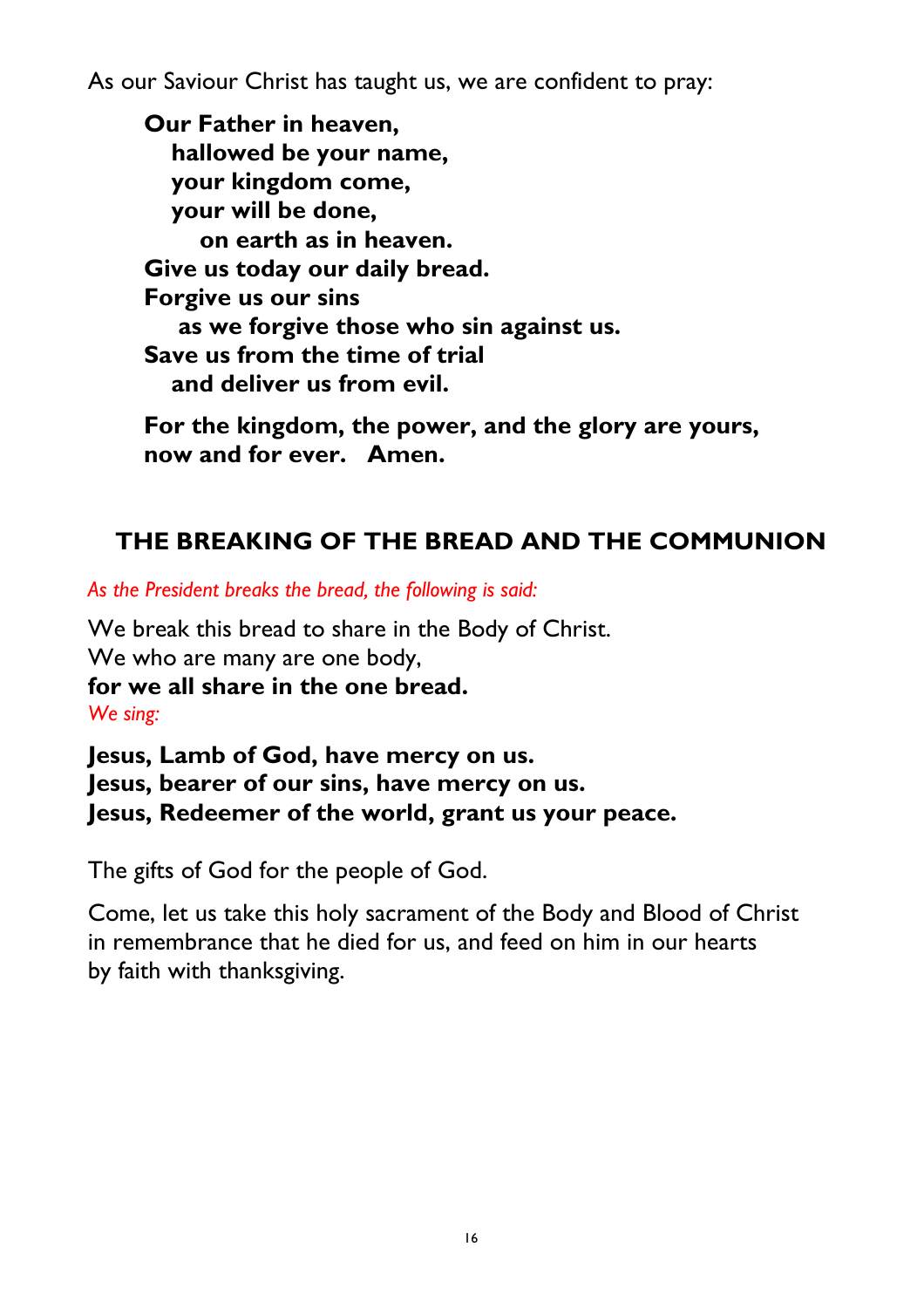As our Saviour Christ has taught us, we are confident to pray:

**Our Father in heaven,**
**hallowed be your name,**
**your kingdom come,**
**your will be done,**
**on earth as in heaven.**
**Give us today our daily bread.**
**Forgive us our sins**
**as we forgive those who sin against us.**
**Save us from the time of trial**
**and deliver us from evil.**

**For the kingdom, the power, and the glory are yours,**
**now and for ever. Amen.**

## THE BREAKING OF THE BREAD AND THE COMMUNION

*As the President breaks the bread, the following is said:*

We break this bread to share in the Body of Christ.
We who are many are one body,
**for we all share in the one bread.**
*We sing:*

**Jesus, Lamb of God, have mercy on us.**
**Jesus, bearer of our sins, have mercy on us.**
**Jesus, Redeemer of the world, grant us your peace.**

The gifts of God for the people of God.

Come, let us take this holy sacrament of the Body and Blood of Christ in remembrance that he died for us, and feed on him in our hearts by faith with thanksgiving.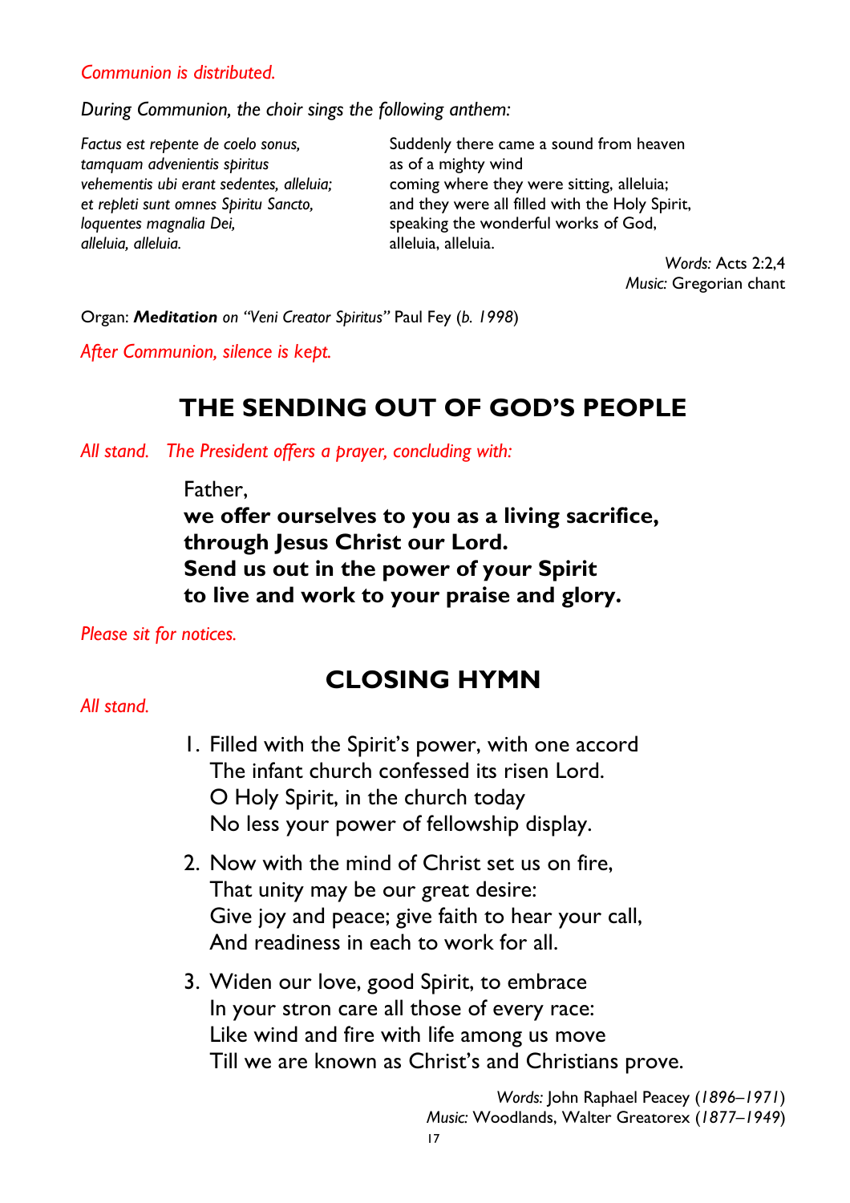*Communion is distributed.*

*During Communion, the choir sings the following anthem:*

*Factus est repente de coelo sonus,*
*tamquam advenientis spiritus*
*vehementis ubi erant sedentes, alleluia;*
*et repleti sunt omnes Spiritu Sancto,*
*loquentes magnalia Dei,*
*alleluia, alleluia.*

Suddenly there came a sound from heaven
as of a mighty wind
coming where they were sitting, alleluia;
and they were all filled with the Holy Spirit,
speaking the wonderful works of God,
alleluia, alleluia.

*Words:* Acts 2:2,4
*Music:* Gregorian chant

Organ: ***Meditation** on "Veni Creator Spiritus"* Paul Fey (*b. 1998*)

*After Communion, silence is kept.*

## THE SENDING OUT OF GOD'S PEOPLE

*All stand. The President offers a prayer, concluding with:*

Father,
**we offer ourselves to you as a living sacrifice,**
**through Jesus Christ our Lord.**
**Send us out in the power of your Spirit**
**to live and work to your praise and glory.**

*Please sit for notices.*

## CLOSING HYMN

*All stand.*

1. Filled with the Spirit's power, with one accord
   The infant church confessed its risen Lord.
   O Holy Spirit, in the church today
   No less your power of fellowship display.

2. Now with the mind of Christ set us on fire,
   That unity may be our great desire:
   Give joy and peace; give faith to hear your call,
   And readiness in each to work for all.

3. Widen our love, good Spirit, to embrace
   In your stron care all those of every race:
   Like wind and fire with life among us move
   Till we are known as Christ's and Christians prove.

*Words:* John Raphael Peacey (*1896–1971*)
*Music:* Woodlands, Walter Greatorex (*1877–1949*)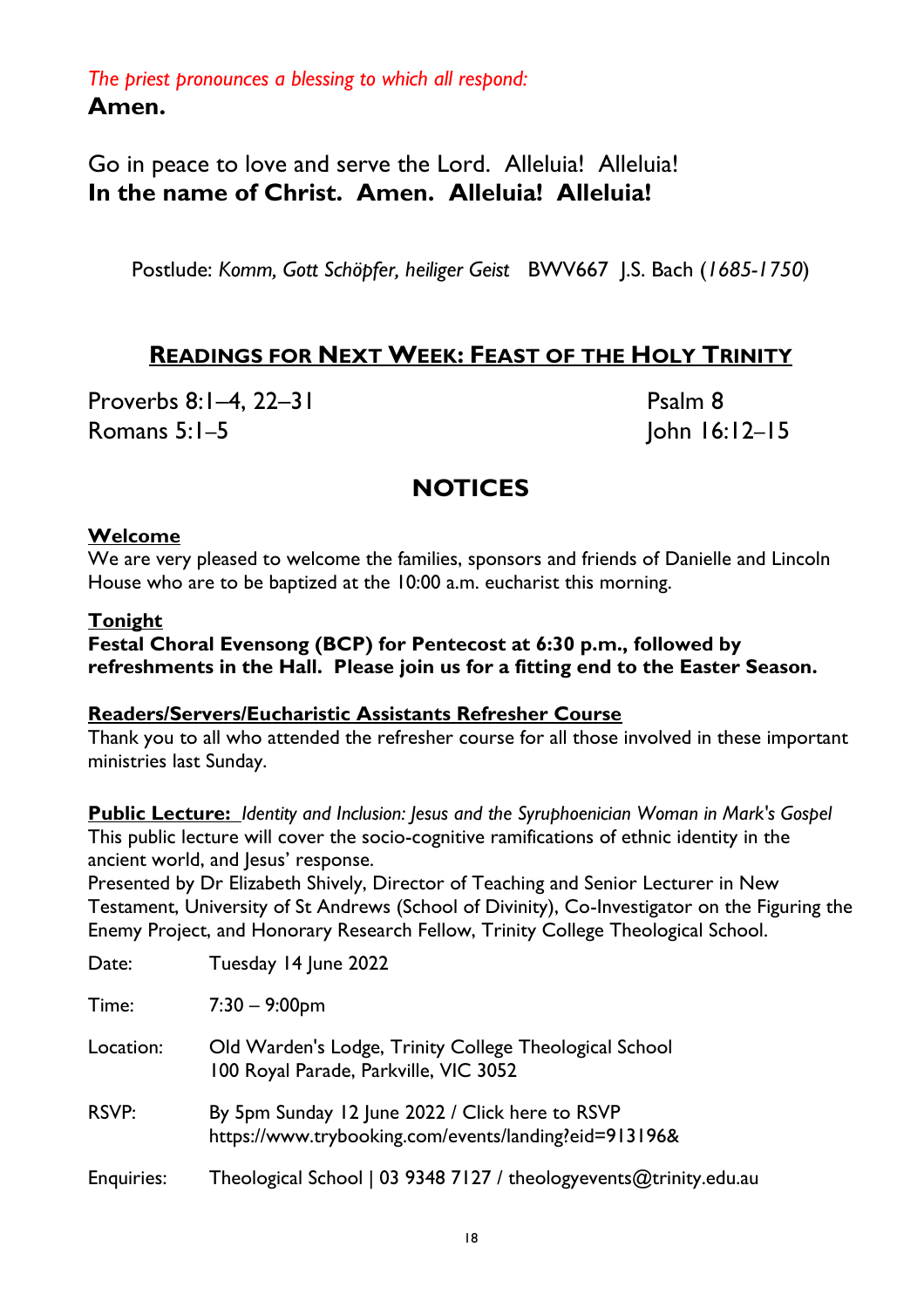*The priest pronounces a blessing to which all respond:*

**Amen.**

Go in peace to love and serve the Lord. Alleluia! Alleluia!
**In the name of Christ. Amen. Alleluia! Alleluia!**

Postlude: *Komm, Gott Schöpfer, heiliger Geist* BWV667 J.S. Bach (*1685-1750*)

## READINGS FOR NEXT WEEK: FEAST OF THE HOLY TRINITY

Proverbs 8:1–4, 22–31
Psalm 8
Romans 5:1–5
John 16:12–15

## NOTICES

**Welcome**
We are very pleased to welcome the families, sponsors and friends of Danielle and Lincoln House who are to be baptized at the 10:00 a.m. eucharist this morning.

**Tonight**
**Festal Choral Evensong (BCP) for Pentecost at 6:30 p.m., followed by refreshments in the Hall. Please join us for a fitting end to the Easter Season.**

**Readers/Servers/Eucharistic Assistants Refresher Course**
Thank you to all who attended the refresher course for all those involved in these important ministries last Sunday.

**Public Lecture:** *Identity and Inclusion: Jesus and the Syruphoenician Woman in Mark's Gospel*
This public lecture will cover the socio-cognitive ramifications of ethnic identity in the ancient world, and Jesus' response.
Presented by Dr Elizabeth Shively, Director of Teaching and Senior Lecturer in New Testament, University of St Andrews (School of Divinity), Co-Investigator on the Figuring the Enemy Project, and Honorary Research Fellow, Trinity College Theological School.

Date: Tuesday 14 June 2022

Time: 7:30 – 9:00pm

Location: Old Warden's Lodge, Trinity College Theological School
100 Royal Parade, Parkville, VIC 3052

RSVP: By 5pm Sunday 12 June 2022 / Click here to RSVP
https://www.trybooking.com/events/landing?eid=913196&

Enquiries: Theological School | 03 9348 7127 / theologyevents@trinity.edu.au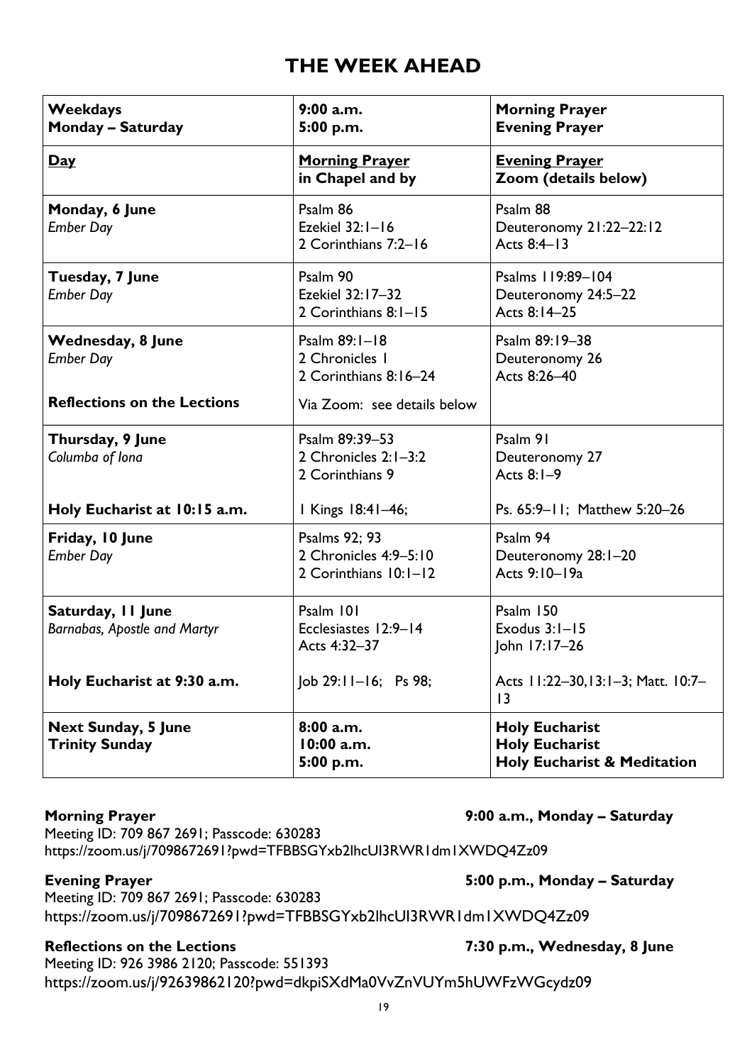# THE WEEK AHEAD

| **Weekdays**<br>**Monday – Saturday** | **9:00 a.m.**<br>**5:00 p.m.** | **Morning Prayer**<br>**Evening Prayer** |
|---|---|---|
| **Day** | **Morning Prayer**<br>**in Chapel and by** | **Evening Prayer**<br>**Zoom (details below)** |
| **Monday, 6 June**<br>*Ember Day* | Psalm 86<br>Ezekiel 32:1–16<br>2 Corinthians 7:2–16 | Psalm 88<br>Deuteronomy 21:22–22:12<br>Acts 8:4–13 |
| **Tuesday, 7 June**<br>*Ember Day* | Psalm 90<br>Ezekiel 32:17–32<br>2 Corinthians 8:1–15 | Psalms 119:89–104<br>Deuteronomy 24:5–22<br>Acts 8:14–25 |
| **Wednesday, 8 June**<br>*Ember Day* | Psalm 89:1–18<br>2 Chronicles 1<br>2 Corinthians 8:16–24 | Psalm 89:19–38<br>Deuteronomy 26<br>Acts 8:26–40 |
| **Reflections on the Lections** | Via Zoom: see details below | |
| **Thursday, 9 June**<br>*Columba of Iona* | Psalm 89:39–53<br>2 Chronicles 2:1–3:2<br>2 Corinthians 9 | Psalm 91<br>Deuteronomy 27<br>Acts 8:1–9 |
| **Holy Eucharist at 10:15 a.m.** | 1 Kings 18:41–46; | Ps. 65:9–11; Matthew 5:20–26 |
| **Friday, 10 June**<br>*Ember Day* | Psalms 92; 93<br>2 Chronicles 4:9–5:10<br>2 Corinthians 10:1–12 | Psalm 94<br>Deuteronomy 28:1–20<br>Acts 9:10–19a |
| **Saturday, 11 June**<br>*Barnabas, Apostle and Martyr* | Psalm 101<br>Ecclesiastes 12:9–14<br>Acts 4:32–37 | Psalm 150<br>Exodus 3:1–15<br>John 17:17–26 |
| **Holy Eucharist at 9:30 a.m.** | Job 29:11–16; Ps 98; | Acts 11:22–30,13:1–3; Matt. 10:7–13 |
| **Next Sunday, 5 June**<br>**Trinity Sunday** | **8:00 a.m.**<br>**10:00 a.m.**<br>**5:00 p.m.** | **Holy Eucharist**<br>**Holy Eucharist**<br>**Holy Eucharist & Meditation** |

**Morning Prayer** — **9:00 a.m., Monday – Saturday**
Meeting ID: 709 867 2691; Passcode: 630283
https://zoom.us/j/7098672691?pwd=TFBBSGYxb2lhcUI3RWR1dm1XWDQ4Zz09

**Evening Prayer** — **5:00 p.m., Monday – Saturday**
Meeting ID: 709 867 2691; Passcode: 630283
https://zoom.us/j/7098672691?pwd=TFBBSGYxb2lhcUI3RWR1dm1XWDQ4Zz09

**Reflections on the Lections** — **7:30 p.m., Wednesday, 8 June**
Meeting ID: 926 3986 2120; Passcode: 551393
https://zoom.us/j/92639862120?pwd=dkpiSXdMa0VvZnVUYm5hUWFzWGcydz09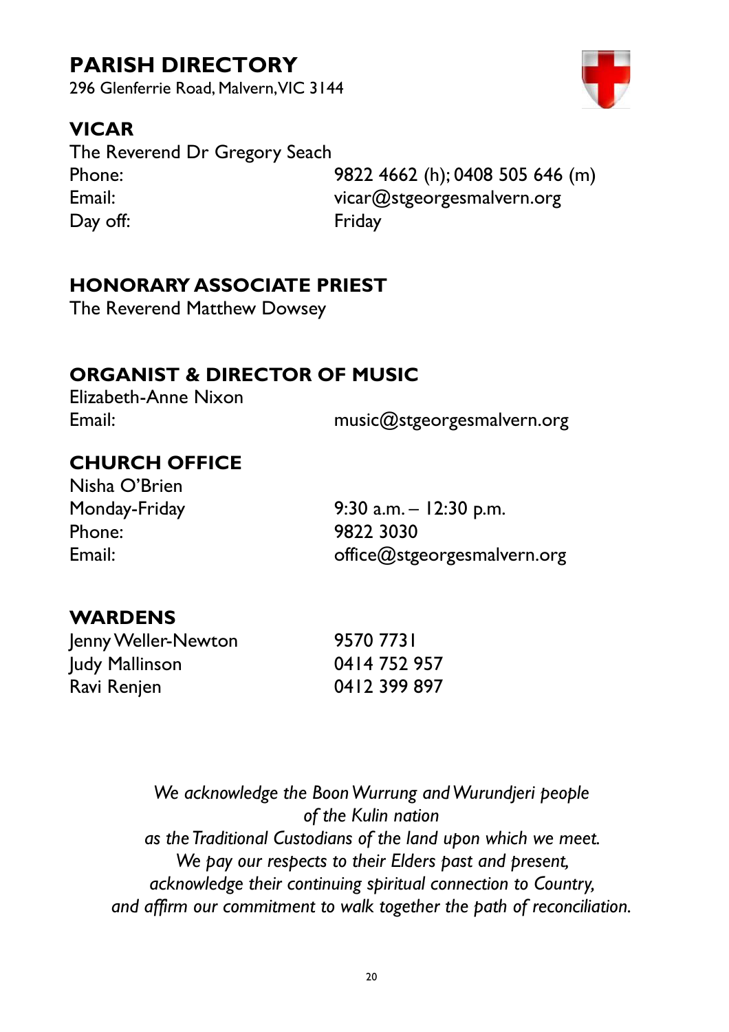# PARISH DIRECTORY

296 Glenferrie Road, Malvern, VIC 3144

## VICAR

The Reverend Dr Gregory Seach

| | |
|---|---|
| Phone: | 9822 4662 (h); 0408 505 646 (m) |
| Email: | vicar@stgeorgesmalvern.org |
| Day off: | Friday |

## HONORARY ASSOCIATE PRIEST

The Reverend Matthew Dowsey

## ORGANIST & DIRECTOR OF MUSIC

Elizabeth-Anne Nixon

| | |
|---|---|
| Email: | music@stgeorgesmalvern.org |

## CHURCH OFFICE

Nisha O'Brien

| | |
|---|---|
| Monday-Friday | 9:30 a.m. – 12:30 p.m. |
| Phone: | 9822 3030 |
| Email: | office@stgeorgesmalvern.org |

## WARDENS

| | |
|---|---|
| Jenny Weller-Newton | 9570 7731 |
| Judy Mallinson | 0414 752 957 |
| Ravi Renjen | 0412 399 897 |

*We acknowledge the Boon Wurrung and Wurundjeri people of the Kulin nation as the Traditional Custodians of the land upon which we meet. We pay our respects to their Elders past and present, acknowledge their continuing spiritual connection to Country, and affirm our commitment to walk together the path of reconciliation.*